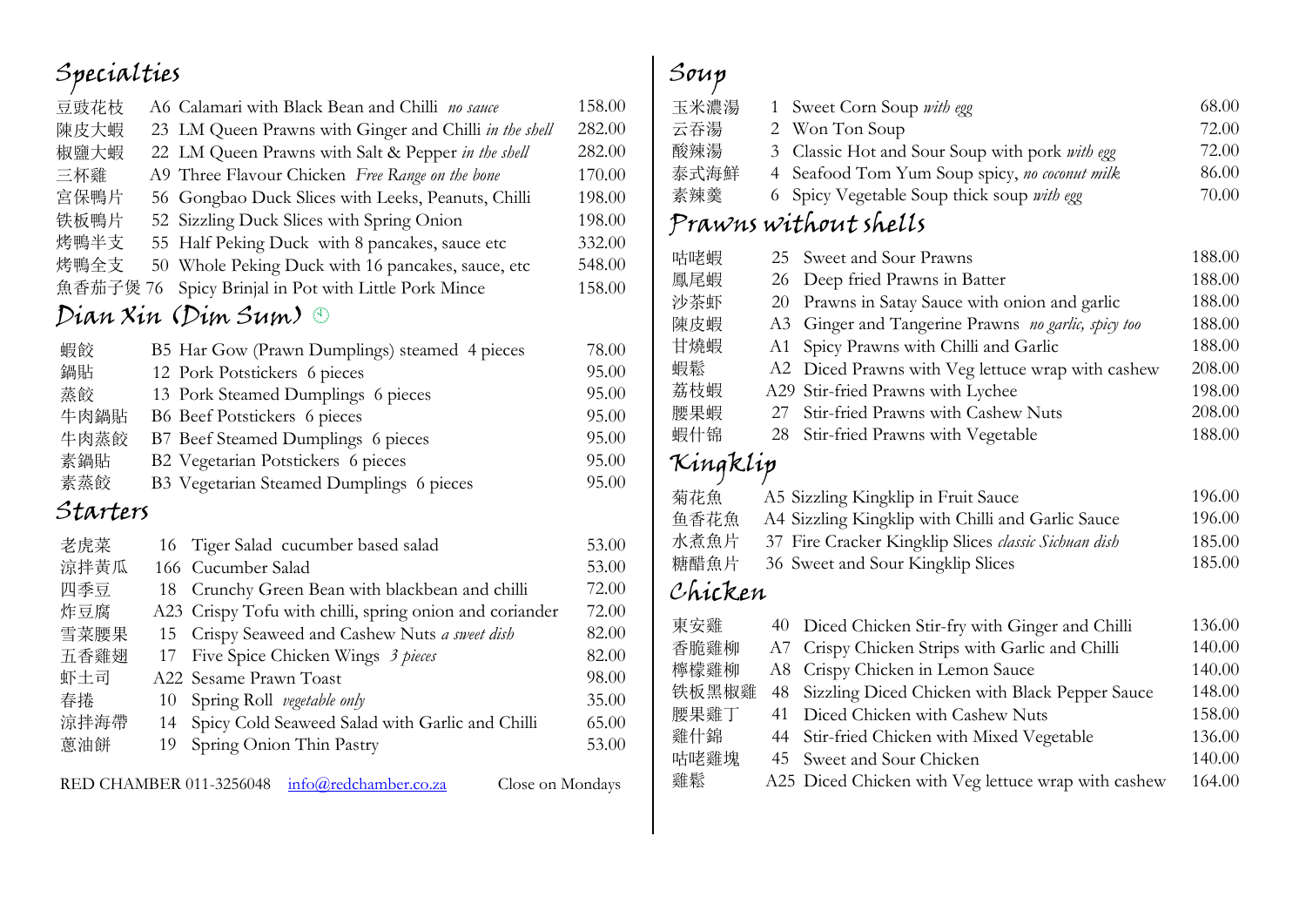## Specialties

| | | |
|---|---|---|
| 豆豉花枝 | A6 Calamari with Black Bean and Chilli *no sauce* | 158.00 |
| 陳皮大蝦 | 23 LM Queen Prawns with Ginger and Chilli *in the shell* | 282.00 |
| 椒鹽大蝦 | 22 LM Queen Prawns with Salt & Pepper *in the shell* | 282.00 |
| 三杯雞 | A9 Three Flavour Chicken *Free Range on the bone* | 170.00 |
| 宮保鴨片 | 56 Gongbao Duck Slices with Leeks, Peanuts, Chilli | 198.00 |
| 铁板鴨片 | 52 Sizzling Duck Slices with Spring Onion | 198.00 |
| 烤鴨半支 | 55 Half Peking Duck with 8 pancakes, sauce etc | 332.00 |
| 烤鴨全支 | 50 Whole Peking Duck with 16 pancakes, sauce, etc | 548.00 |
| 魚香茄子煲 | 76 Spicy Brinjal in Pot with Little Pork Mince | 158.00 |

## Dian Xin (Dim Sum)

| | | |
|---|---|---|
| 蝦餃 | B5 Har Gow (Prawn Dumplings) steamed 4 pieces | 78.00 |
| 鍋貼 | 12 Pork Potstickers 6 pieces | 95.00 |
| 蒸餃 | 13 Pork Steamed Dumplings 6 pieces | 95.00 |
| 牛肉鍋貼 | B6 Beef Potstickers 6 pieces | 95.00 |
| 牛肉蒸餃 | B7 Beef Steamed Dumplings 6 pieces | 95.00 |
| 素鍋貼 | B2 Vegetarian Potstickers 6 pieces | 95.00 |
| 素蒸餃 | B3 Vegetarian Steamed Dumplings 6 pieces | 95.00 |

## Starters

| | | |
|---|---|---|
| 老虎菜 | 16 Tiger Salad cucumber based salad | 53.00 |
| 涼拌黄瓜 | 166 Cucumber Salad | 53.00 |
| 四季豆 | 18 Crunchy Green Bean with blackbean and chilli | 72.00 |
| 炸豆腐 | A23 Crispy Tofu with chilli, spring onion and coriander | 72.00 |
| 雪菜腰果 | 15 Crispy Seaweed and Cashew Nuts *a sweet dish* | 82.00 |
| 五香雞翅 | 17 Five Spice Chicken Wings *3 pieces* | 82.00 |
| 虾土司 | A22 Sesame Prawn Toast | 98.00 |
| 春捲 | 10 Spring Roll *vegetable only* | 35.00 |
| 涼拌海帶 | 14 Spicy Cold Seaweed Salad with Garlic and Chilli | 65.00 |
| 蔥油餅 | 19 Spring Onion Thin Pastry | 53.00 |

RED CHAMBER 011-3256048 info@redchamber.co.za Close on Mondays

## Soup

| | | |
|---|---|---|
| 玉米濃湯 | 1 Sweet Corn Soup *with egg* | 68.00 |
| 云吞湯 | 2 Won Ton Soup | 72.00 |
| 酸辣湯 | 3 Classic Hot and Sour Soup with pork *with egg* | 72.00 |
| 泰式海鮮 | 4 Seafood Tom Yum Soup spicy, *no coconut milk* | 86.00 |
| 素辣羹 | 6 Spicy Vegetable Soup thick soup *with egg* | 70.00 |

## Prawns without shells

| | | |
|---|---|---|
| 咕咾蝦 | 25 Sweet and Sour Prawns | 188.00 |
| 鳳尾蝦 | 26 Deep fried Prawns in Batter | 188.00 |
| 沙茶虾 | 20 Prawns in Satay Sauce with onion and garlic | 188.00 |
| 陳皮蝦 | A3 Ginger and Tangerine Prawns *no garlic, spicy too* | 188.00 |
| 甘燒蝦 | A1 Spicy Prawns with Chilli and Garlic | 188.00 |
| 蝦鬆 | A2 Diced Prawns with Veg lettuce wrap with cashew | 208.00 |
| 荔枝蝦 | A29 Stir-fried Prawns with Lychee | 198.00 |
| 腰果蝦 | 27 Stir-fried Prawns with Cashew Nuts | 208.00 |
| 蝦什锦 | 28 Stir-fried Prawns with Vegetable | 188.00 |

## Kingklip

| | | |
|---|---|---|
| 菊花魚 | A5 Sizzling Kingklip in Fruit Sauce | 196.00 |
| 鱼香花魚 | A4 Sizzling Kingklip with Chilli and Garlic Sauce | 196.00 |
| 水煮魚片 | 37 Fire Cracker Kingklip Slices *classic Sichuan dish* | 185.00 |
| 糖醋魚片 | 36 Sweet and Sour Kingklip Slices | 185.00 |

## Chicken

| | | |
|---|---|---|
| 東安雞 | 40 Diced Chicken Stir-fry with Ginger and Chilli | 136.00 |
| 香脆雞柳 | A7 Crispy Chicken Strips with Garlic and Chilli | 140.00 |
| 檸檬雞柳 | A8 Crispy Chicken in Lemon Sauce | 140.00 |
| 铁板黑椒雞 | 48 Sizzling Diced Chicken with Black Pepper Sauce | 148.00 |
| 腰果雞丁 | 41 Diced Chicken with Cashew Nuts | 158.00 |
| 雞什錦 | 44 Stir-fried Chicken with Mixed Vegetable | 136.00 |
| 咕咾雞塊 | 45 Sweet and Sour Chicken | 140.00 |
| 雞鬆 | A25 Diced Chicken with Veg lettuce wrap with cashew | 164.00 |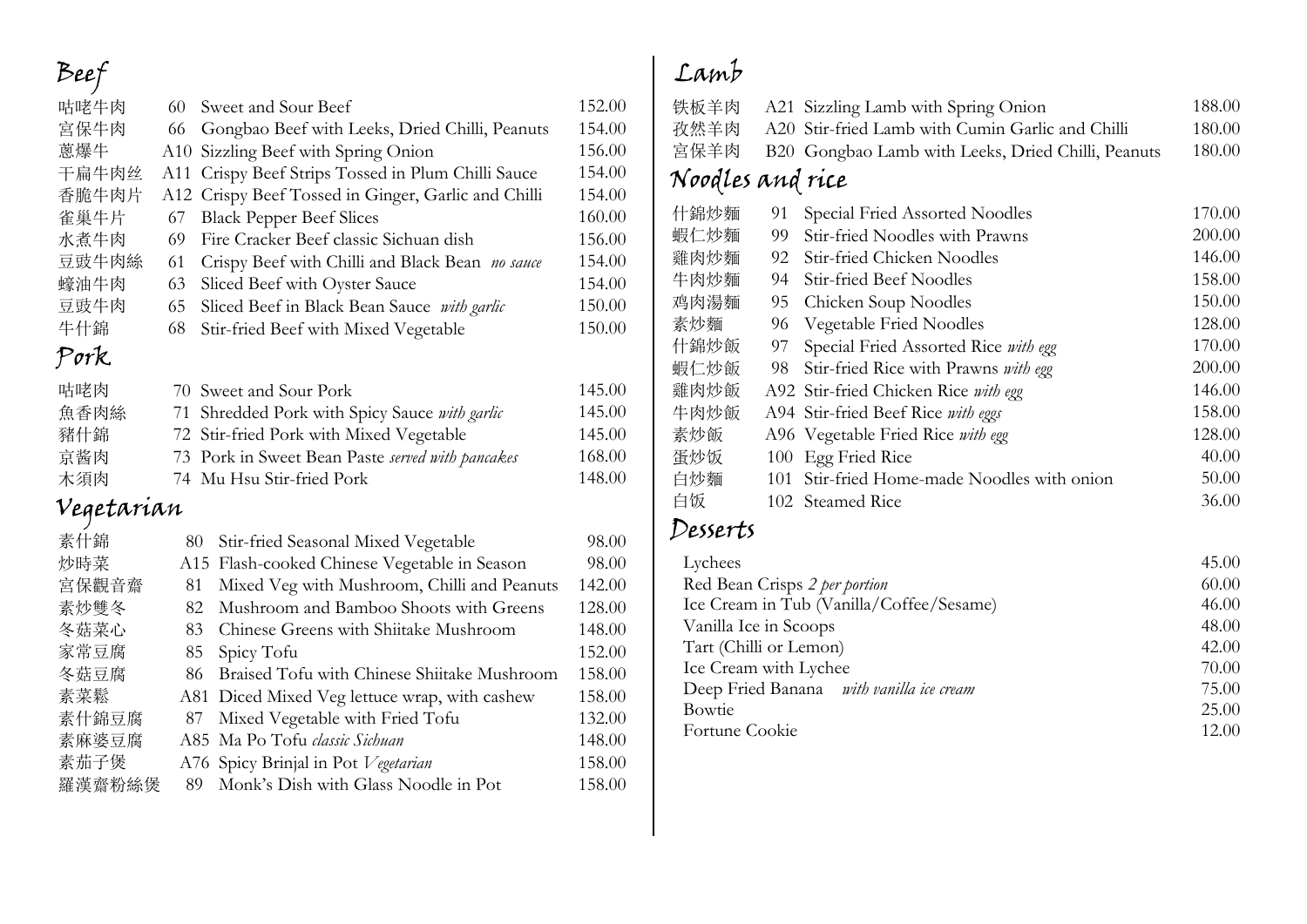## Beef

| | | | |
|---|---|---|---|
| 咕咾牛肉 | 60 | Sweet and Sour Beef | 152.00 |
| 宮保牛肉 | 66 | Gongbao Beef with Leeks, Dried Chilli, Peanuts | 154.00 |
| 蔥爆牛 | A10 | Sizzling Beef with Spring Onion | 156.00 |
| 干扁牛肉丝 | A11 | Crispy Beef Strips Tossed in Plum Chilli Sauce | 154.00 |
| 香脆牛肉片 | A12 | Crispy Beef Tossed in Ginger, Garlic and Chilli | 154.00 |
| 雀巢牛片 | 67 | Black Pepper Beef Slices | 160.00 |
| 水煮牛肉 | 69 | Fire Cracker Beef classic Sichuan dish | 156.00 |
| 豆豉牛肉絲 | 61 | Crispy Beef with Chilli and Black Bean *no sauce* | 154.00 |
| 蠔油牛肉 | 63 | Sliced Beef with Oyster Sauce | 154.00 |
| 豆豉牛肉 | 65 | Sliced Beef in Black Bean Sauce *with garlic* | 150.00 |
| 牛什錦 | 68 | Stir-fried Beef with Mixed Vegetable | 150.00 |

## Pork

| | | | |
|---|---|---|---|
| 咕咾肉 | 70 | Sweet and Sour Pork | 145.00 |
| 魚香肉絲 | 71 | Shredded Pork with Spicy Sauce *with garlic* | 145.00 |
| 豬什錦 | 72 | Stir-fried Pork with Mixed Vegetable | 145.00 |
| 京醤肉 | 73 | Pork in Sweet Bean Paste *served with pancakes* | 168.00 |
| 木須肉 | 74 | Mu Hsu Stir-fried Pork | 148.00 |

## Vegetarian

| | | | |
|---|---|---|---|
| 素什錦 | 80 | Stir-fried Seasonal Mixed Vegetable | 98.00 |
| 炒時菜 | A15 | Flash-cooked Chinese Vegetable in Season | 98.00 |
| 宮保觀音齋 | 81 | Mixed Veg with Mushroom, Chilli and Peanuts | 142.00 |
| 素炒雙冬 | 82 | Mushroom and Bamboo Shoots with Greens | 128.00 |
| 冬菇菜心 | 83 | Chinese Greens with Shiitake Mushroom | 148.00 |
| 家常豆腐 | 85 | Spicy Tofu | 152.00 |
| 冬菇豆腐 | 86 | Braised Tofu with Chinese Shiitake Mushroom | 158.00 |
| 素菜鬆 | A81 | Diced Mixed Veg lettuce wrap, with cashew | 158.00 |
| 素什錦豆腐 | 87 | Mixed Vegetable with Fried Tofu | 132.00 |
| 素麻婆豆腐 | A85 | Ma Po Tofu *classic Sichuan* | 148.00 |
| 素茄子煲 | A76 | Spicy Brinjal in Pot *Vegetarian* | 158.00 |
| 羅漢齋粉絲煲 | 89 | Monk's Dish with Glass Noodle in Pot | 158.00 |

## Lamb

| | | | |
|---|---|---|---|
| 铁板羊肉 | A21 | Sizzling Lamb with Spring Onion | 188.00 |
| 孜然羊肉 | A20 | Stir-fried Lamb with Cumin Garlic and Chilli | 180.00 |
| 宮保羊肉 | B20 | Gongbao Lamb with Leeks, Dried Chilli, Peanuts | 180.00 |

## Noodles and rice

| | | | |
|---|---|---|---|
| 什錦炒麵 | 91 | Special Fried Assorted Noodles | 170.00 |
| 蝦仁炒麵 | 99 | Stir-fried Noodles with Prawns | 200.00 |
| 雞肉炒麵 | 92 | Stir-fried Chicken Noodles | 146.00 |
| 牛肉炒麵 | 94 | Stir-fried Beef Noodles | 158.00 |
| 鸡肉湯麵 | 95 | Chicken Soup Noodles | 150.00 |
| 素炒麵 | 96 | Vegetable Fried Noodles | 128.00 |
| 什錦炒飯 | 97 | Special Fried Assorted Rice *with egg* | 170.00 |
| 蝦仁炒飯 | 98 | Stir-fried Rice with Prawns *with egg* | 200.00 |
| 雞肉炒飯 | A92 | Stir-fried Chicken Rice *with egg* | 146.00 |
| 牛肉炒飯 | A94 | Stir-fried Beef Rice *with eggs* | 158.00 |
| 素炒飯 | A96 | Vegetable Fried Rice *with egg* | 128.00 |
| 蛋炒饭 | 100 | Egg Fried Rice | 40.00 |
| 白炒麵 | 101 | Stir-fried Home-made Noodles with onion | 50.00 |
| 白饭 | 102 | Steamed Rice | 36.00 |

## Desserts

| | |
|---|---|
| Lychees | 45.00 |
| Red Bean Crisps *2 per portion* | 60.00 |
| Ice Cream in Tub (Vanilla/Coffee/Sesame) | 46.00 |
| Vanilla Ice in Scoops | 48.00 |
| Tart (Chilli or Lemon) | 42.00 |
| Ice Cream with Lychee | 70.00 |
| Deep Fried Banana *with vanilla ice cream* | 75.00 |
| Bowtie | 25.00 |
| Fortune Cookie | 12.00 |